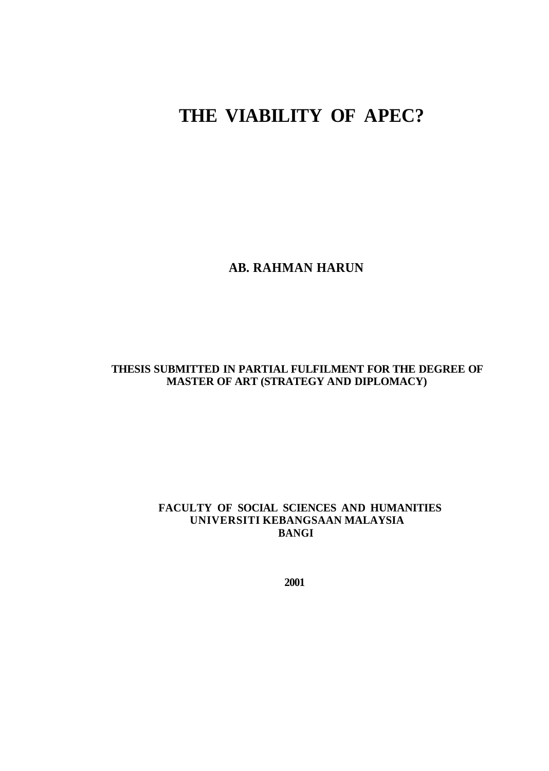# THE VIABILITY OF APEC?

**AB. RAHMAN HARUN**

**THESIS SUBMITTED IN PARTIAL FULFILMENT FOR THE DEGREE OF MASTER OF ART (STRATEGY AND DIPLOMACY)**

**FACULTY OF SOCIAL SCIENCES AND HUMANITIES**
**UNIVERSITI KEBANGSAAN MALAYSIA**
**BANGI**

**2001**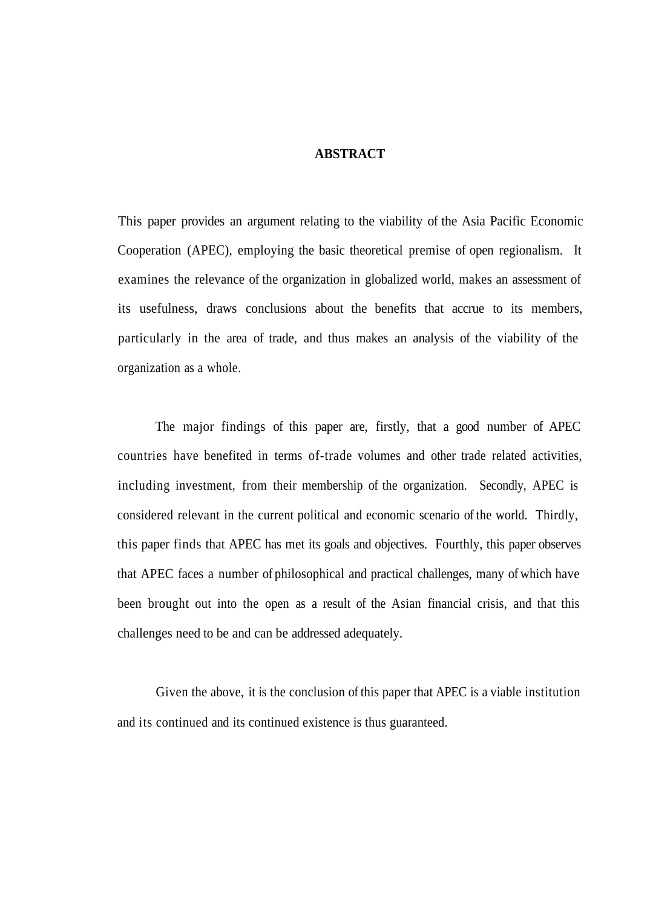# ABSTRACT

This paper provides an argument relating to the viability of the Asia Pacific Economic Cooperation (APEC), employing the basic theoretical premise of open regionalism. It examines the relevance of the organization in globalized world, makes an assessment of its usefulness, draws conclusions about the benefits that accrue to its members, particularly in the area of trade, and thus makes an analysis of the viability of the organization as a whole.

The major findings of this paper are, firstly, that a good number of APEC countries have benefited in terms of-trade volumes and other trade related activities, including investment, from their membership of the organization. Secondly, APEC is considered relevant in the current political and economic scenario of the world. Thirdly, this paper finds that APEC has met its goals and objectives. Fourthly, this paper observes that APEC faces a number of philosophical and practical challenges, many of which have been brought out into the open as a result of the Asian financial crisis, and that this challenges need to be and can be addressed adequately.

Given the above, it is the conclusion of this paper that APEC is a viable institution and its continued and its continued existence is thus guaranteed.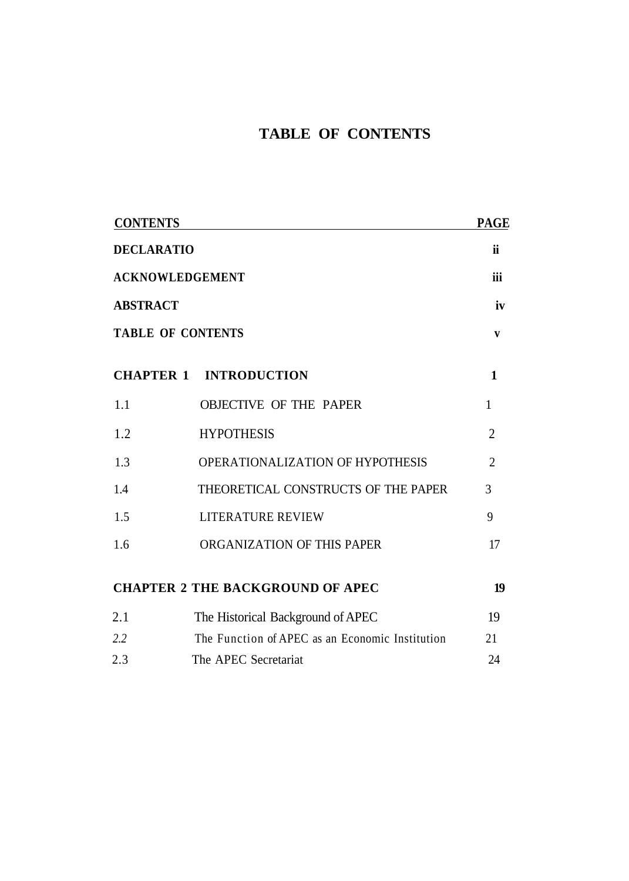# TABLE OF CONTENTS

| CONTENTS | | PAGE |
|---|---|---|
| **DECLARATIO** | | **ii** |
| **ACKNOWLEDGEMENT** | | **iii** |
| **ABSTRACT** | | **iv** |
| **TABLE OF CONTENTS** | | **v** |
| **CHAPTER 1** | **INTRODUCTION** | **1** |
| 1.1 | OBJECTIVE OF THE PAPER | 1 |
| 1.2 | HYPOTHESIS | 2 |
| 1.3 | OPERATIONALIZATION OF HYPOTHESIS | 2 |
| 1.4 | THEORETICAL CONSTRUCTS OF THE PAPER | 3 |
| 1.5 | LITERATURE REVIEW | 9 |
| 1.6 | ORGANIZATION OF THIS PAPER | 17 |
| **CHAPTER 2** | **THE BACKGROUND OF APEC** | **19** |
| 2.1 | The Historical Background of APEC | 19 |
| *2.2* | The Function of APEC as an Economic Institution | 21 |
| 2.3 | The APEC Secretariat | 24 |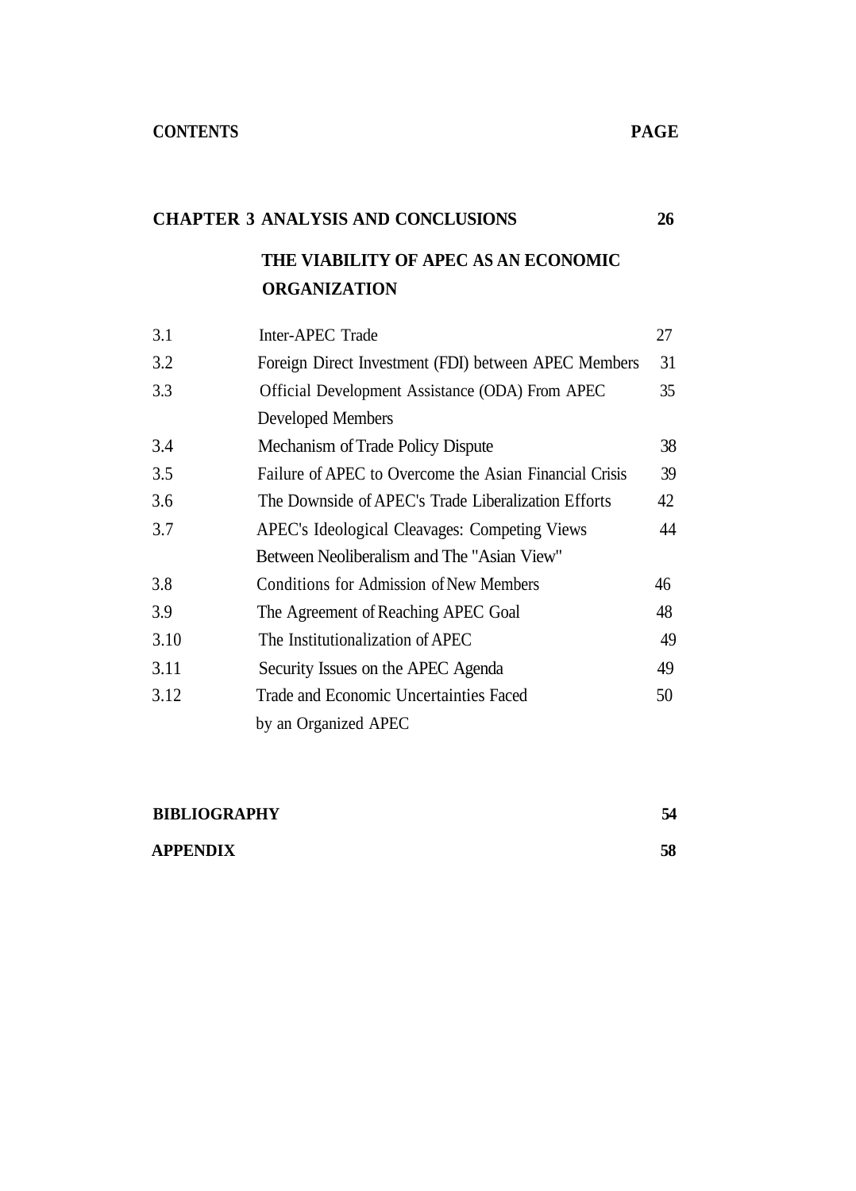| **CONTENTS** | | **PAGE** |
|---|---|---|
| **CHAPTER 3** | **ANALYSIS AND CONCLUSIONS** | **26** |
| | **THE VIABILITY OF APEC AS AN ECONOMIC ORGANIZATION** | |
| 3.1 | Inter-APEC Trade | 27 |
| 3.2 | Foreign Direct Investment (FDI) between APEC Members | 31 |
| 3.3 | Official Development Assistance (ODA) From APEC Developed Members | 35 |
| 3.4 | Mechanism of Trade Policy Dispute | 38 |
| 3.5 | Failure of APEC to Overcome the Asian Financial Crisis | 39 |
| 3.6 | The Downside of APEC's Trade Liberalization Efforts | 42 |
| 3.7 | APEC's Ideological Cleavages: Competing Views Between Neoliberalism and The "Asian View" | 44 |
| 3.8 | Conditions for Admission of New Members | 46 |
| 3.9 | The Agreement of Reaching APEC Goal | 48 |
| 3.10 | The Institutionalization of APEC | 49 |
| 3.11 | Security Issues on the APEC Agenda | 49 |
| 3.12 | Trade and Economic Uncertainties Faced by an Organized APEC | 50 |
| **BIBLIOGRAPHY** | | **54** |
| **APPENDIX** | | **58** |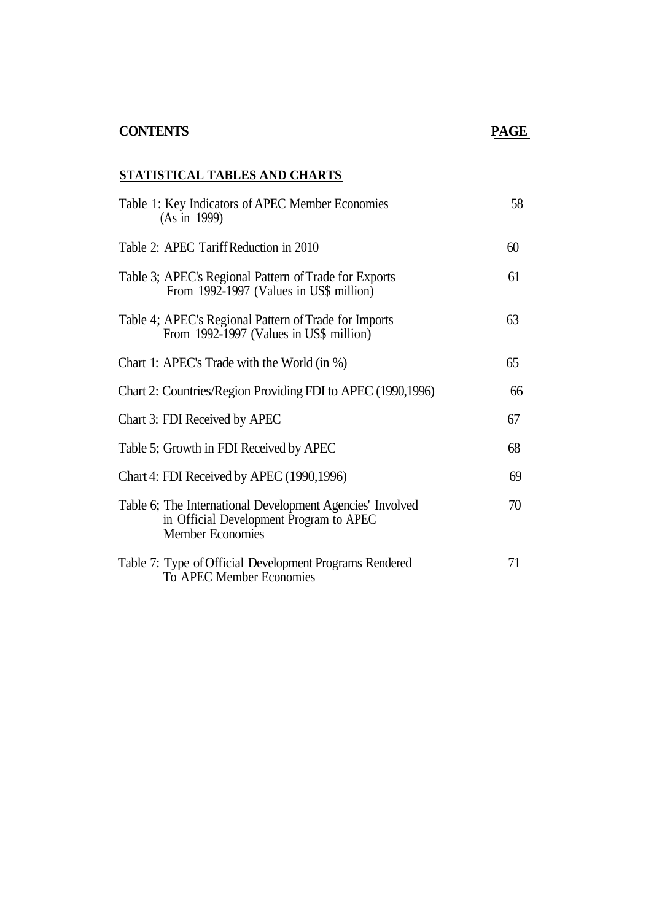| **CONTENTS** | **PAGE** |
|---|---|
| **STATISTICAL TABLES AND CHARTS** | |
| Table 1: Key Indicators of APEC Member Economies (As in 1999) | 58 |
| Table 2: APEC Tariff Reduction in 2010 | 60 |
| Table 3; APEC's Regional Pattern of Trade for Exports From 1992-1997 (Values in US$ million) | 61 |
| Table 4; APEC's Regional Pattern of Trade for Imports From 1992-1997 (Values in US$ million) | 63 |
| Chart 1: APEC's Trade with the World (in %) | 65 |
| Chart 2: Countries/Region Providing FDI to APEC (1990,1996) | 66 |
| Chart 3: FDI Received by APEC | 67 |
| Table 5; Growth in FDI Received by APEC | 68 |
| Chart 4: FDI Received by APEC (1990,1996) | 69 |
| Table 6; The International Development Agencies' Involved in Official Development Program to APEC Member Economies | 70 |
| Table 7: Type of Official Development Programs Rendered To APEC Member Economies | 71 |